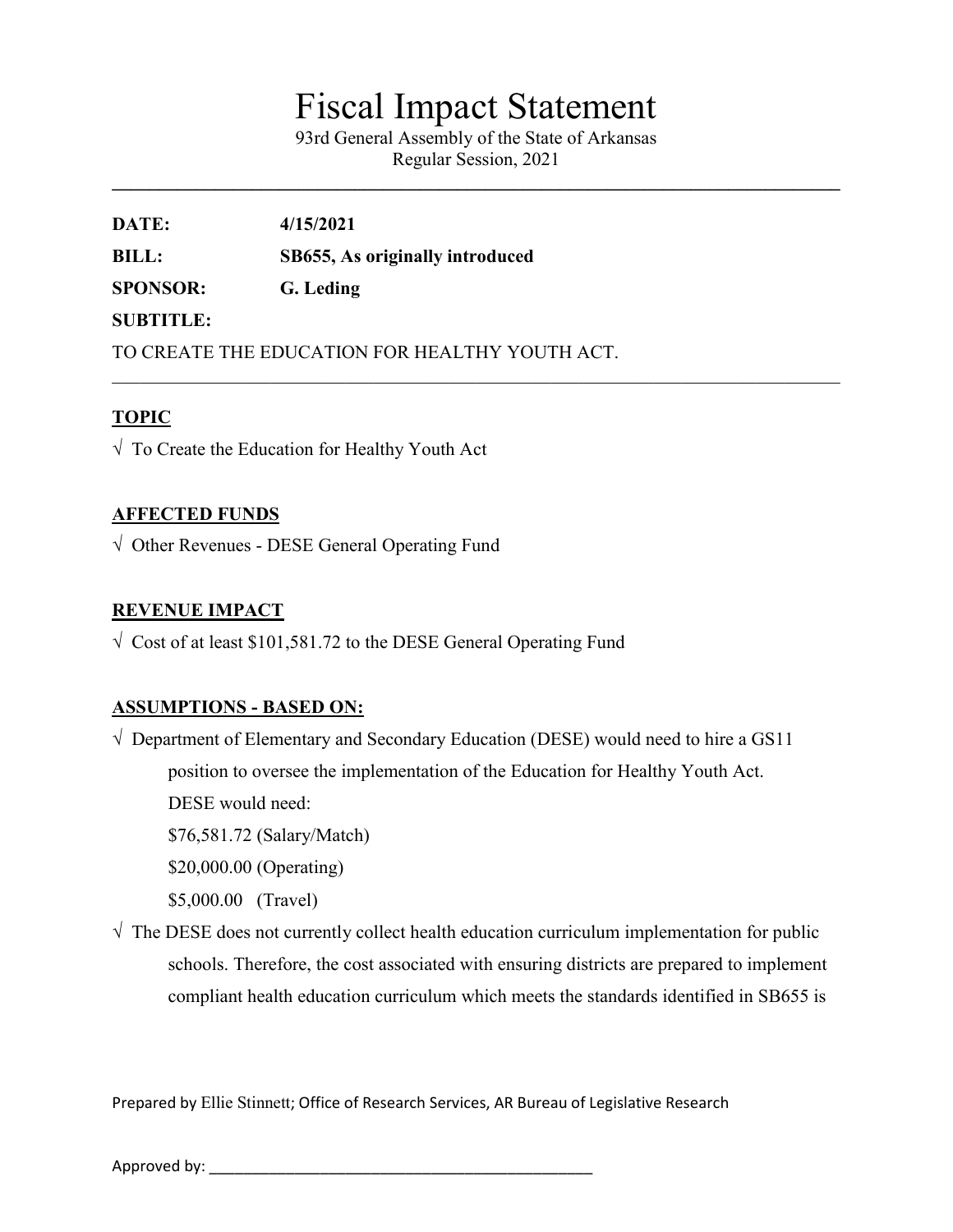# Fiscal Impact Statement

93rd General Assembly of the State of Arkansas
Regular Session, 2021

---

**DATE:** **4/15/2021**

**BILL:** **SB655, As originally introduced**

**SPONSOR:** **G. Leding**

**SUBTITLE:**

TO CREATE THE EDUCATION FOR HEALTHY YOUTH ACT.

---

## TOPIC

√ To Create the Education for Healthy Youth Act

## AFFECTED FUNDS

√ Other Revenues - DESE General Operating Fund

## REVENUE IMPACT

√ Cost of at least $101,581.72 to the DESE General Operating Fund

## ASSUMPTIONS - BASED ON:

√ Department of Elementary and Secondary Education (DESE) would need to hire a GS11 position to oversee the implementation of the Education for Healthy Youth Act.
DESE would need:
$76,581.72 (Salary/Match)
$20,000.00 (Operating)
$5,000.00 (Travel)

√ The DESE does not currently collect health education curriculum implementation for public schools. Therefore, the cost associated with ensuring districts are prepared to implement compliant health education curriculum which meets the standards identified in SB655 is

Prepared by Ellie Stinnett; Office of Research Services, AR Bureau of Legislative Research

Approved by: ______________________________________________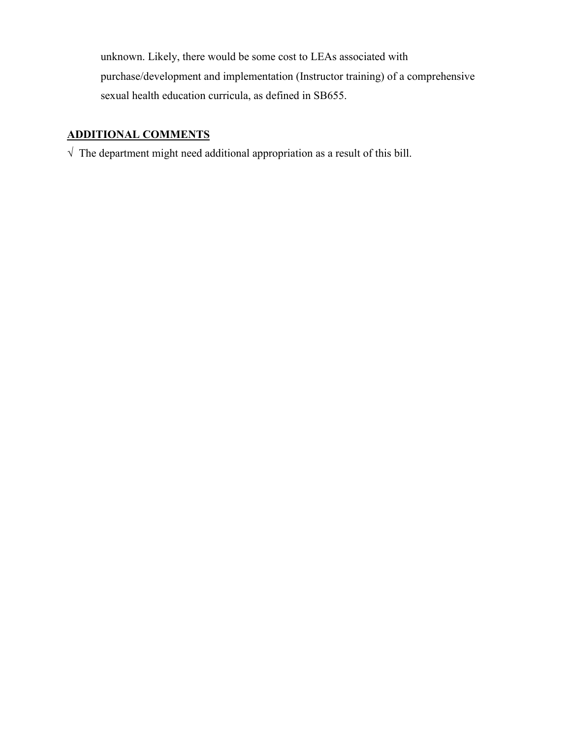unknown. Likely, there would be some cost to LEAs associated with purchase/development and implementation (Instructor training) of a comprehensive sexual health education curricula, as defined in SB655.

## ADDITIONAL COMMENTS

√ The department might need additional appropriation as a result of this bill.